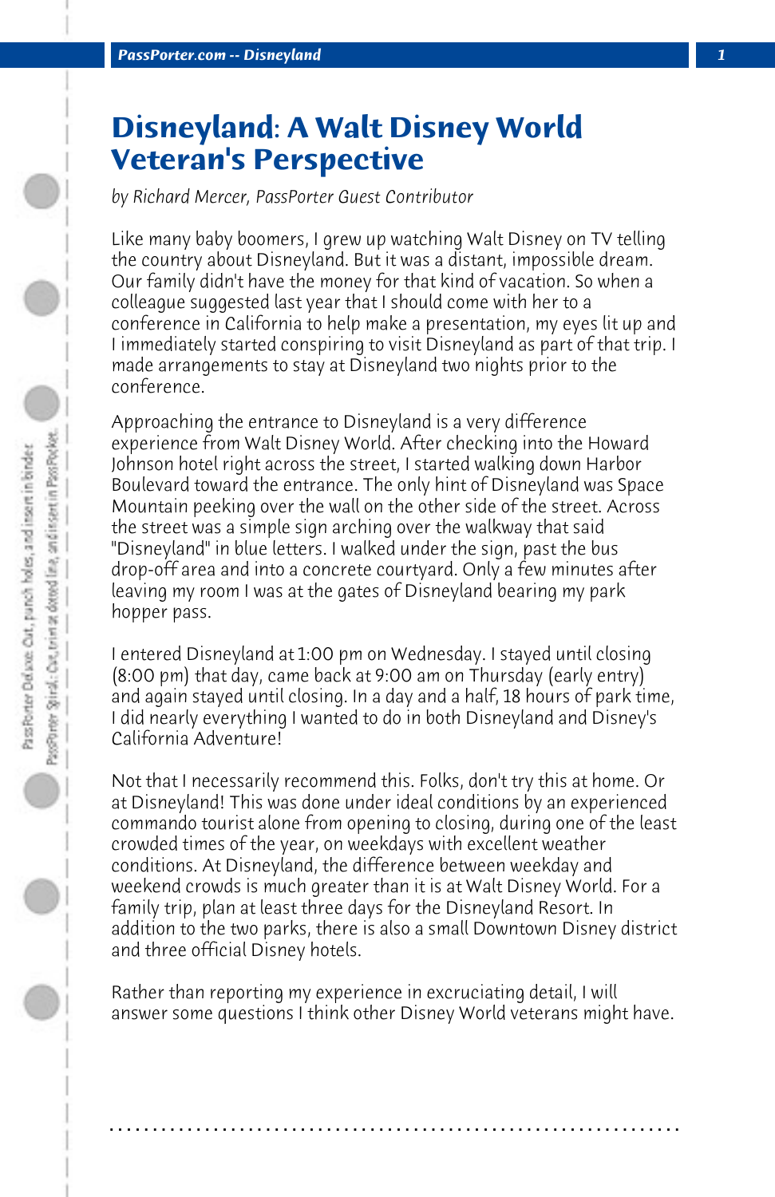# Disneyland: A Walt Disney World Veteran's Perspective

*by Richard Mercer, PassPorter Guest Contributor*

Like many baby boomers, I grew up watching Walt Disney on TV telling the country about Disneyland. But it was a distant, impossible dream. Our family didn't have the money for that kind of vacation. So when a colleague suggested last year that I should come with her to a conference in California to help make a presentation, my eyes lit up and I immediately started conspiring to visit Disneyland as part of that trip. I made arrangements to stay at Disneyland two nights prior to the conference.

Approaching the entrance to Disneyland is a very difference experience from Walt Disney World. After checking into the Howard Johnson hotel right across the street, I started walking down Harbor Boulevard toward the entrance. The only hint of Disneyland was Space Mountain peeking over the wall on the other side of the street. Across the street was a simple sign arching over the walkway that said "Disneyland" in blue letters. I walked under the sign, past the bus drop-off area and into a concrete courtyard. Only a few minutes after leaving my room I was at the gates of Disneyland bearing my park hopper pass.

I entered Disneyland at 1:00 pm on Wednesday. I stayed until closing (8:00 pm) that day, came back at 9:00 am on Thursday (early entry) and again stayed until closing. In a day and a half, 18 hours of park time, I did nearly everything I wanted to do in both Disneyland and Disney's California Adventure!

Not that I necessarily recommend this. Folks, don't try this at home. Or at Disneyland! This was done under ideal conditions by an experienced commando tourist alone from opening to closing, during one of the least crowded times of the year, on weekdays with excellent weather conditions. At Disneyland, the difference between weekday and weekend crowds is much greater than it is at Walt Disney World. For a family trip, plan at least three days for the Disneyland Resort. In addition to the two parks, there is also a small Downtown Disney district and three official Disney hotels.

Rather than reporting my experience in excruciating detail, I will answer some questions I think other Disney World veterans might have.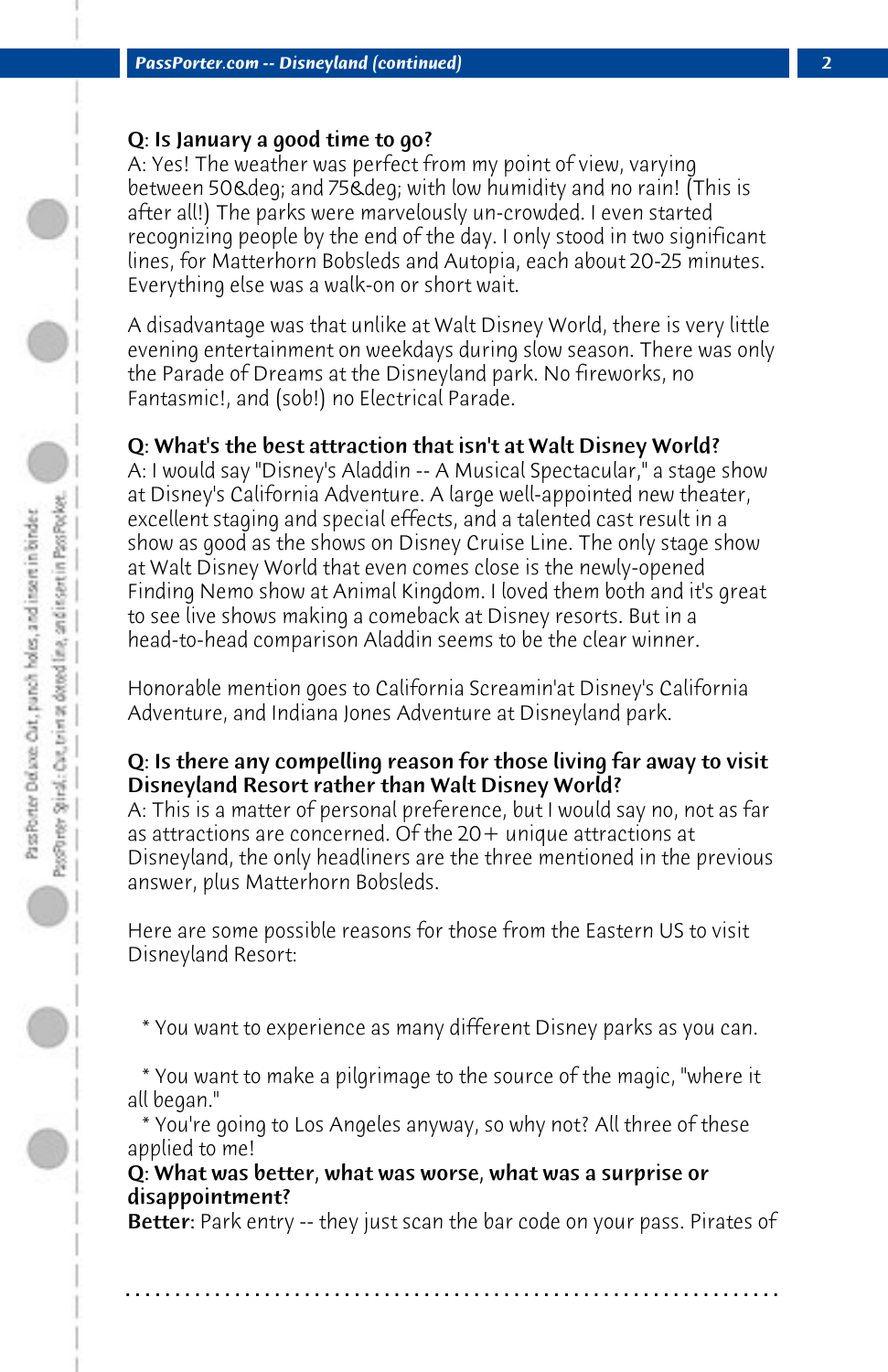**Q: Is January a good time to go?**
A: Yes! The weather was perfect from my point of view, varying between 50&deg; and 75&deg; with low humidity and no rain! (This is after all!) The parks were marvelously un-crowded. I even started recognizing people by the end of the day. I only stood in two significant lines, for Matterhorn Bobsleds and Autopia, each about 20-25 minutes. Everything else was a walk-on or short wait.

A disadvantage was that unlike at Walt Disney World, there is very little evening entertainment on weekdays during slow season. There was only the Parade of Dreams at the Disneyland park. No fireworks, no Fantasmic!, and (sob!) no Electrical Parade.

**Q: What's the best attraction that isn't at Walt Disney World?**
A: I would say "Disney's Aladdin -- A Musical Spectacular," a stage show at Disney's California Adventure. A large well-appointed new theater, excellent staging and special effects, and a talented cast result in a show as good as the shows on Disney Cruise Line. The only stage show at Walt Disney World that even comes close is the newly-opened Finding Nemo show at Animal Kingdom. I loved them both and it's great to see live shows making a comeback at Disney resorts. But in a head-to-head comparison Aladdin seems to be the clear winner.

Honorable mention goes to California Screamin'at Disney's California Adventure, and Indiana Jones Adventure at Disneyland park.

**Q: Is there any compelling reason for those living far away to visit Disneyland Resort rather than Walt Disney World?**
A: This is a matter of personal preference, but I would say no, not as far as attractions are concerned. Of the 20+ unique attractions at Disneyland, the only headliners are the three mentioned in the previous answer, plus Matterhorn Bobsleds.

Here are some possible reasons for those from the Eastern US to visit Disneyland Resort:

* You want to experience as many different Disney parks as you can.
* You want to make a pilgrimage to the source of the magic, "where it all began."
* You're going to Los Angeles anyway, so why not? All three of these applied to me!

**Q: What was better, what was worse, what was a surprise or disappointment?**
**Better**: Park entry -- they just scan the bar code on your pass. Pirates of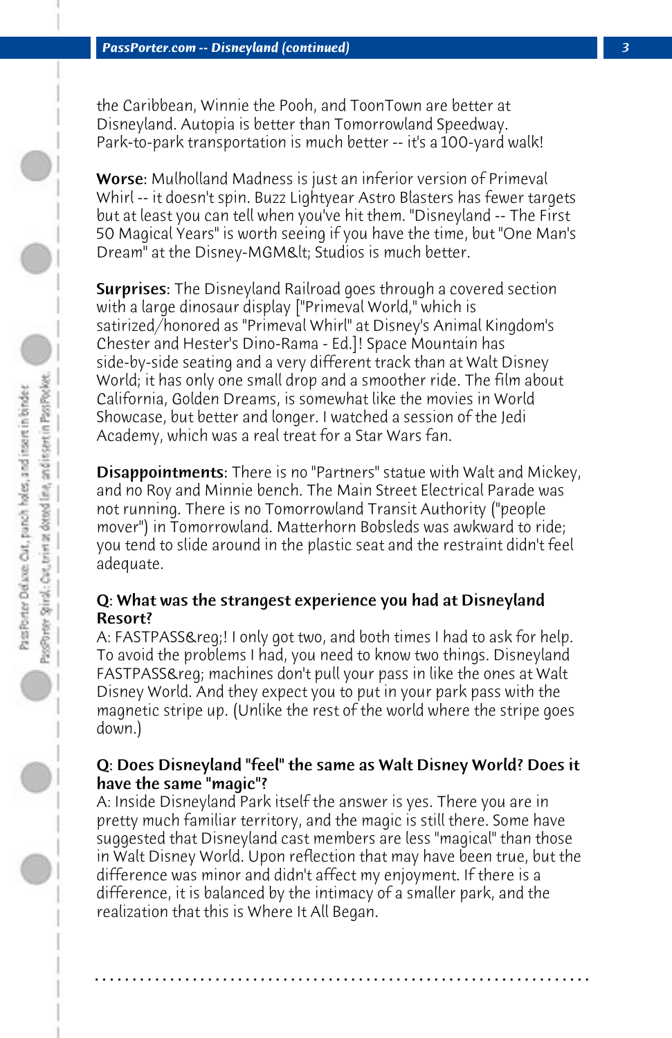the Caribbean, Winnie the Pooh, and ToonTown are better at Disneyland. Autopia is better than Tomorrowland Speedway. Park-to-park transportation is much better -- it's a 100-yard walk!

**Worse**: Mulholland Madness is just an inferior version of Primeval Whirl -- it doesn't spin. Buzz Lightyear Astro Blasters has fewer targets but at least you can tell when you've hit them. "Disneyland -- The First 50 Magical Years" is worth seeing if you have the time, but "One Man's Dream" at the Disney-MGM&lt; Studios is much better.

**Surprises**: The Disneyland Railroad goes through a covered section with a large dinosaur display ["Primeval World," which is satirized/honored as "Primeval Whirl" at Disney's Animal Kingdom's Chester and Hester's Dino-Rama - Ed.]! Space Mountain has side-by-side seating and a very different track than at Walt Disney World; it has only one small drop and a smoother ride. The film about California, Golden Dreams, is somewhat like the movies in World Showcase, but better and longer. I watched a session of the Jedi Academy, which was a real treat for a Star Wars fan.

**Disappointments**: There is no "Partners" statue with Walt and Mickey, and no Roy and Minnie bench. The Main Street Electrical Parade was not running. There is no Tomorrowland Transit Authority ("people mover") in Tomorrowland. Matterhorn Bobsleds was awkward to ride; you tend to slide around in the plastic seat and the restraint didn't feel adequate.

**Q**: **What was the strangest experience you had at Disneyland Resort?**
A: FASTPASS&reg;! I only got two, and both times I had to ask for help. To avoid the problems I had, you need to know two things. Disneyland FASTPASS&reg; machines don't pull your pass in like the ones at Walt Disney World. And they expect you to put in your park pass with the magnetic stripe up. (Unlike the rest of the world where the stripe goes down.)

**Q**: **Does Disneyland "feel" the same as Walt Disney World? Does it have the same "magic"?**
A: Inside Disneyland Park itself the answer is yes. There you are in pretty much familiar territory, and the magic is still there. Some have suggested that Disneyland cast members are less "magical" than those in Walt Disney World. Upon reflection that may have been true, but the difference was minor and didn't affect my enjoyment. If there is a difference, it is balanced by the intimacy of a smaller park, and the realization that this is Where It All Began.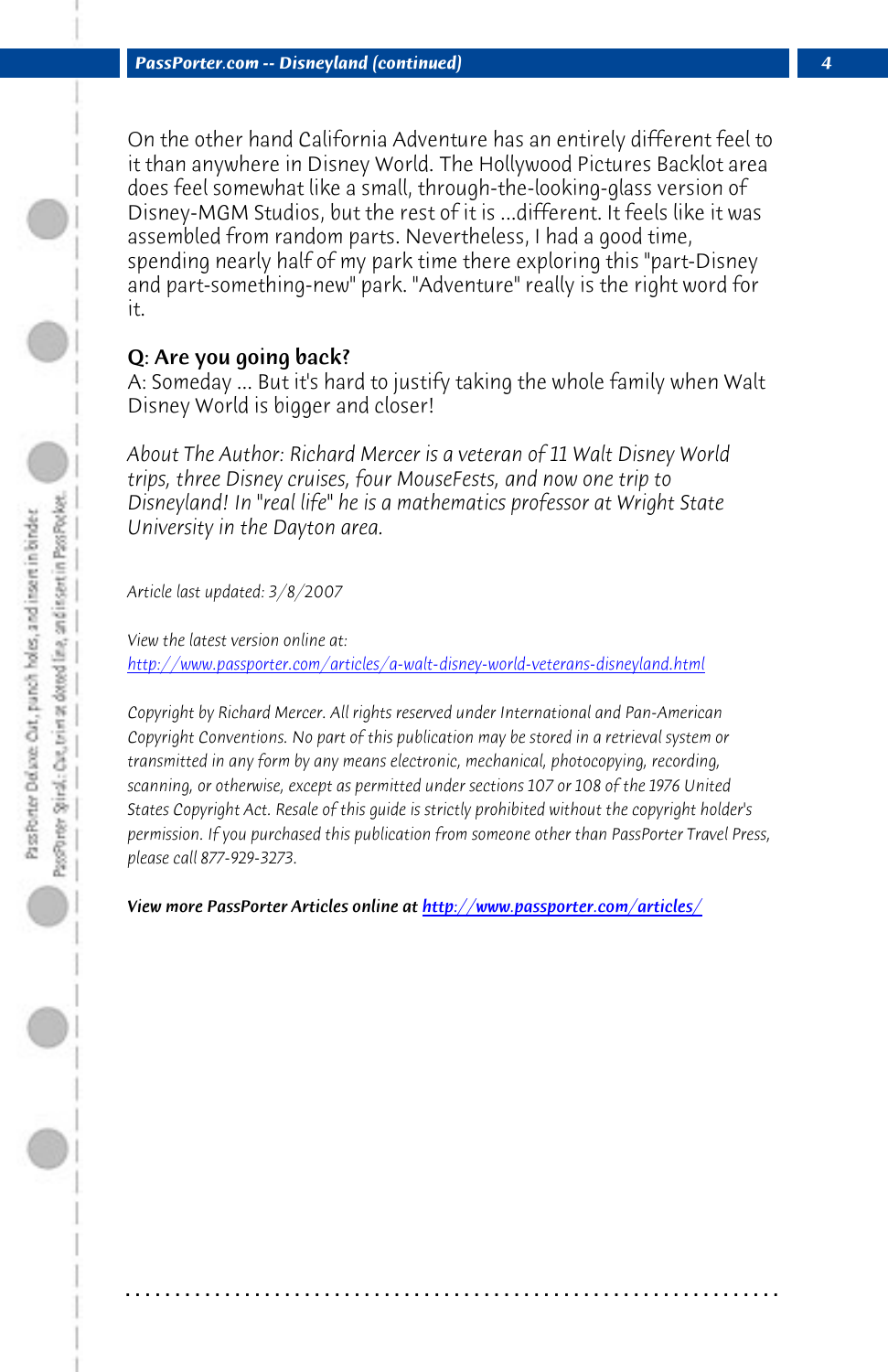On the other hand California Adventure has an entirely different feel to it than anywhere in Disney World. The Hollywood Pictures Backlot area does feel somewhat like a small, through-the-looking-glass version of Disney-MGM Studios, but the rest of it is ...different. It feels like it was assembled from random parts. Nevertheless, I had a good time, spending nearly half of my park time there exploring this "part-Disney and part-something-new" park. "Adventure" really is the right word for it.

**Q: Are you going back?**
A: Someday ... But it's hard to justify taking the whole family when Walt Disney World is bigger and closer!

*About The Author: Richard Mercer is a veteran of 11 Walt Disney World trips, three Disney cruises, four MouseFests, and now one trip to Disneyland! In "real life" he is a mathematics professor at Wright State University in the Dayton area.*

*Article last updated: 3/8/2007*

*View the latest version online at:*
*http://www.passporter.com/articles/a-walt-disney-world-veterans-disneyland.html*

*Copyright by Richard Mercer. All rights reserved under International and Pan-American Copyright Conventions. No part of this publication may be stored in a retrieval system or transmitted in any form by any means electronic, mechanical, photocopying, recording, scanning, or otherwise, except as permitted under sections 107 or 108 of the 1976 United States Copyright Act. Resale of this guide is strictly prohibited without the copyright holder's permission. If you purchased this publication from someone other than PassPorter Travel Press, please call 877-929-3273.*

***View more PassPorter Articles online at http://www.passporter.com/articles/***